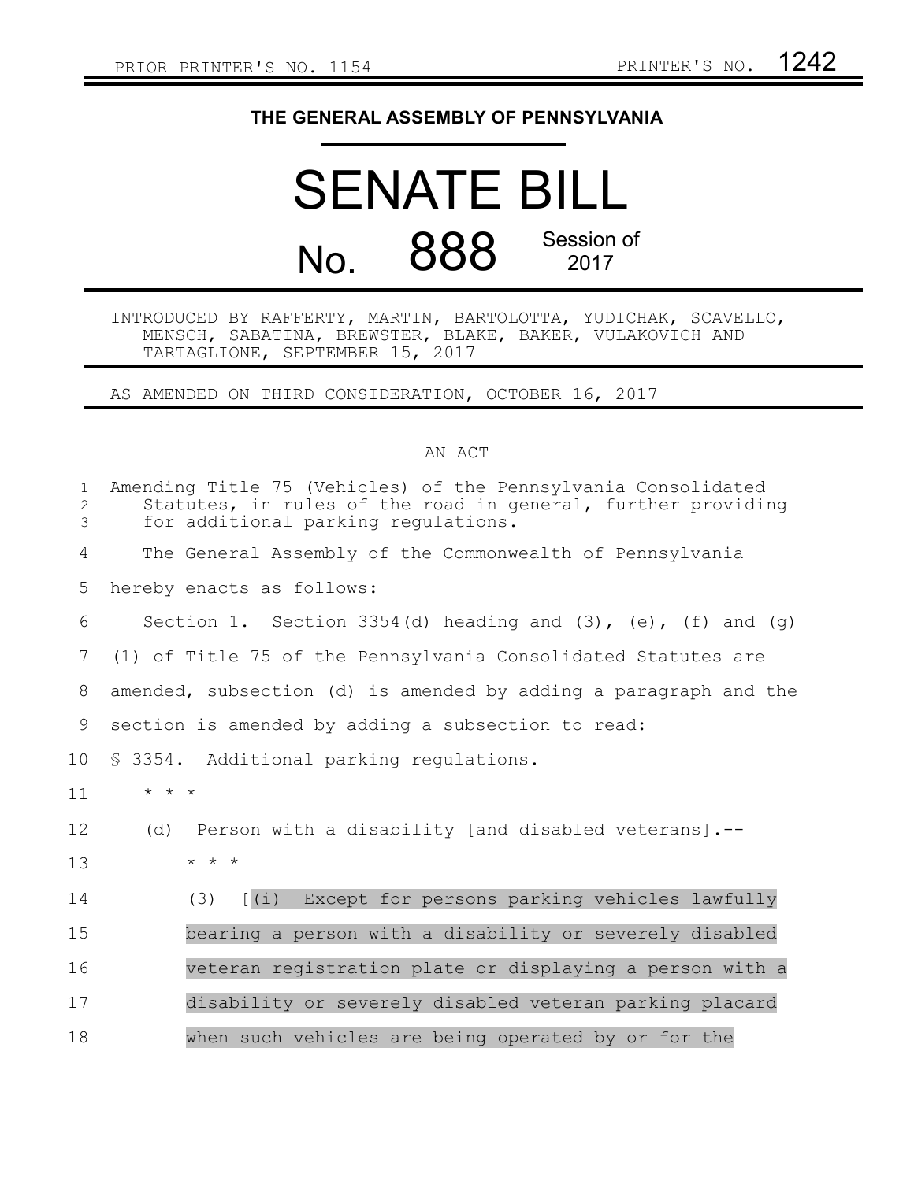PRIOR PRINTER'S NO. 1154 PRINTER'S NO. 1242

**THE GENERAL ASSEMBLY OF PENNSYLVANIA**

# SENATE BILL

# No. 888 Session of 2017

INTRODUCED BY RAFFERTY, MARTIN, BARTOLOTTA, YUDICHAK, SCAVELLO, MENSCH, SABATINA, BREWSTER, BLAKE, BAKER, VULAKOVICH AND TARTAGLIONE, SEPTEMBER 15, 2017

AS AMENDED ON THIRD CONSIDERATION, OCTOBER 16, 2017

AN ACT

Amending Title 75 (Vehicles) of the Pennsylvania Consolidated Statutes, in rules of the road in general, further providing for additional parking regulations.

The General Assembly of the Commonwealth of Pennsylvania hereby enacts as follows:

Section 1. Section 3354(d) heading and (3), (e), (f) and (g) (1) of Title 75 of the Pennsylvania Consolidated Statutes are amended, subsection (d) is amended by adding a paragraph and the section is amended by adding a subsection to read:

§ 3354. Additional parking regulations.

\* \* \*

(d) Person with a disability [and disabled veterans].--

\* \* \*

(3) [(i) Except for persons parking vehicles lawfully bearing a person with a disability or severely disabled veteran registration plate or displaying a person with a disability or severely disabled veteran parking placard when such vehicles are being operated by or for the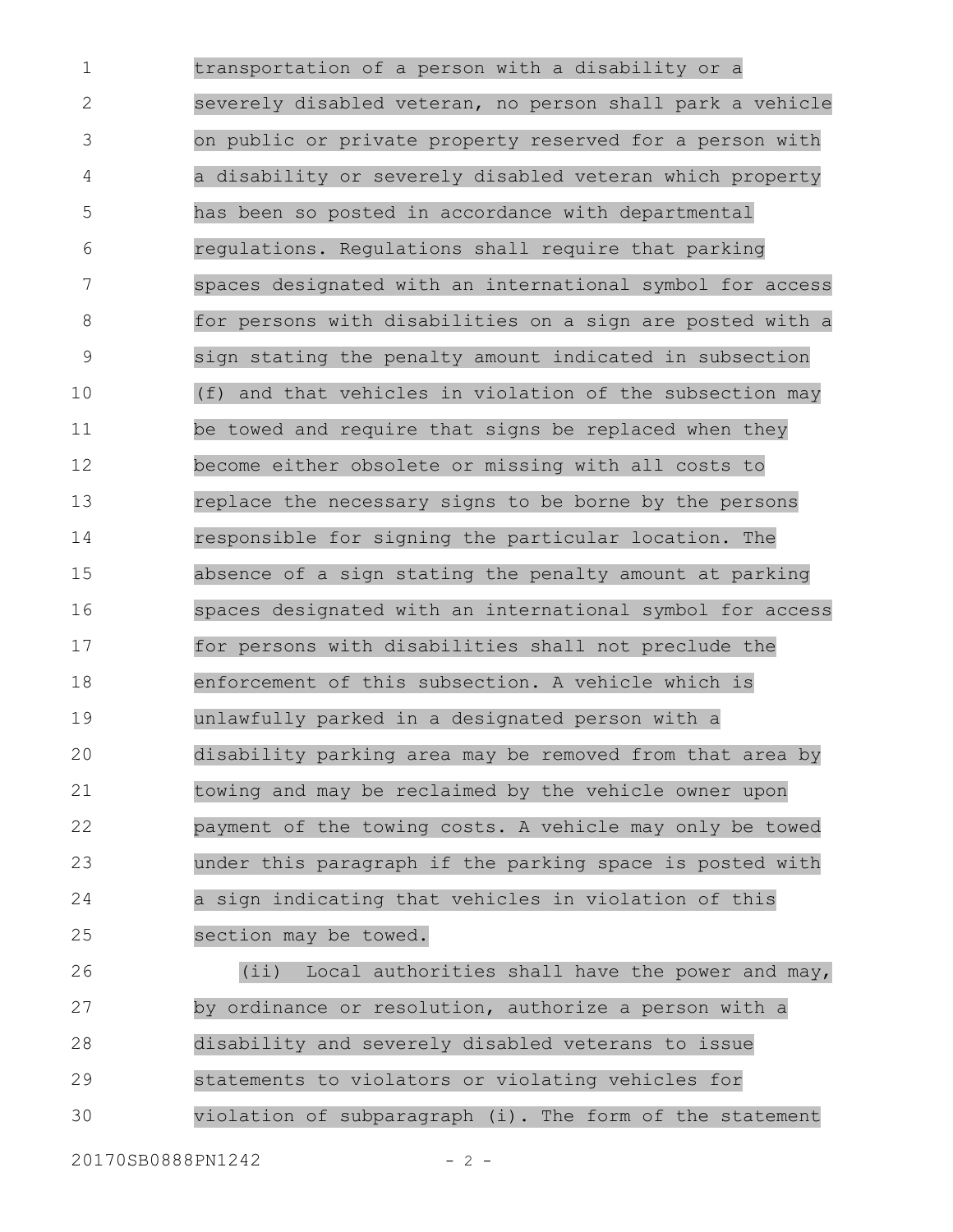transportation of a person with a disability or a severely disabled veteran, no person shall park a vehicle on public or private property reserved for a person with a disability or severely disabled veteran which property has been so posted in accordance with departmental regulations. Regulations shall require that parking spaces designated with an international symbol for access for persons with disabilities on a sign are posted with a sign stating the penalty amount indicated in subsection (f) and that vehicles in violation of the subsection may be towed and require that signs be replaced when they become either obsolete or missing with all costs to replace the necessary signs to be borne by the persons responsible for signing the particular location. The absence of a sign stating the penalty amount at parking spaces designated with an international symbol for access for persons with disabilities shall not preclude the enforcement of this subsection. A vehicle which is unlawfully parked in a designated person with a disability parking area may be removed from that area by towing and may be reclaimed by the vehicle owner upon payment of the towing costs. A vehicle may only be towed under this paragraph if the parking space is posted with a sign indicating that vehicles in violation of this section may be towed.

(ii) Local authorities shall have the power and may, by ordinance or resolution, authorize a person with a disability and severely disabled veterans to issue statements to violators or violating vehicles for violation of subparagraph (i). The form of the statement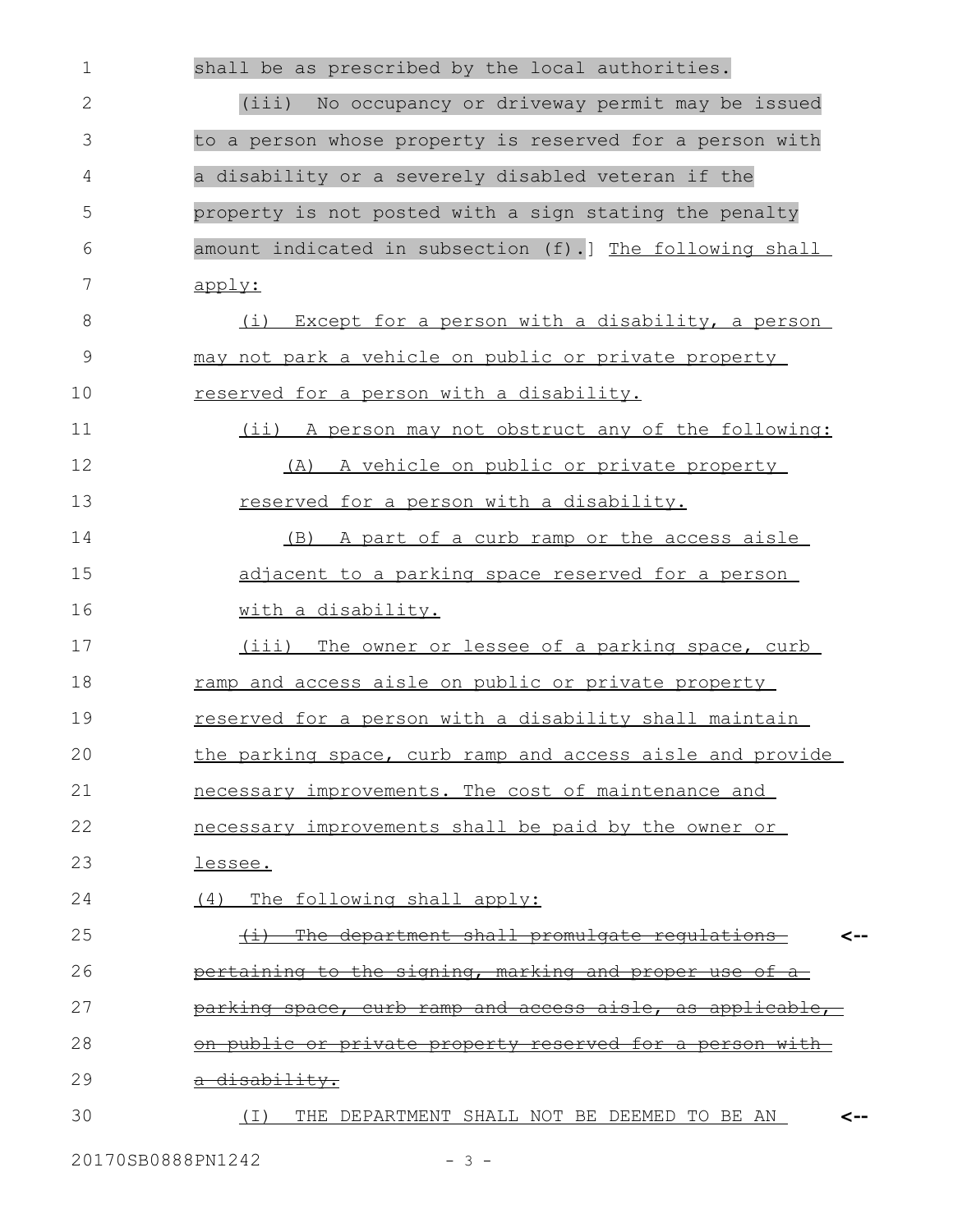shall be as prescribed by the local authorities.

(iii) No occupancy or driveway permit may be issued to a person whose property is reserved for a person with a disability or a severely disabled veteran if the property is not posted with a sign stating the penalty amount indicated in subsection (f).] <u>The following shall apply:</u>

<u>(i) Except for a person with a disability, a person may not park a vehicle on public or private property reserved for a person with a disability.</u>

<u>(ii) A person may not obstruct any of the following:</u>

<u>(A) A vehicle on public or private property reserved for a person with a disability.</u>

<u>(B) A part of a curb ramp or the access aisle adjacent to a parking space reserved for a person with a disability.</u>

<u>(iii) The owner or lessee of a parking space, curb ramp and access aisle on public or private property reserved for a person with a disability shall maintain the parking space, curb ramp and access aisle and provide necessary improvements. The cost of maintenance and necessary improvements shall be paid by the owner or lessee.</u>

<u>(4) The following shall apply:</u>

~~(i) The department shall promulgate regulations pertaining to the signing, marking and proper use of a parking space, curb ramp and access aisle, as applicable, on public or private property reserved for a person with a disability.~~ <--

<u>(I) THE DEPARTMENT SHALL NOT BE DEEMED TO BE AN</u> <--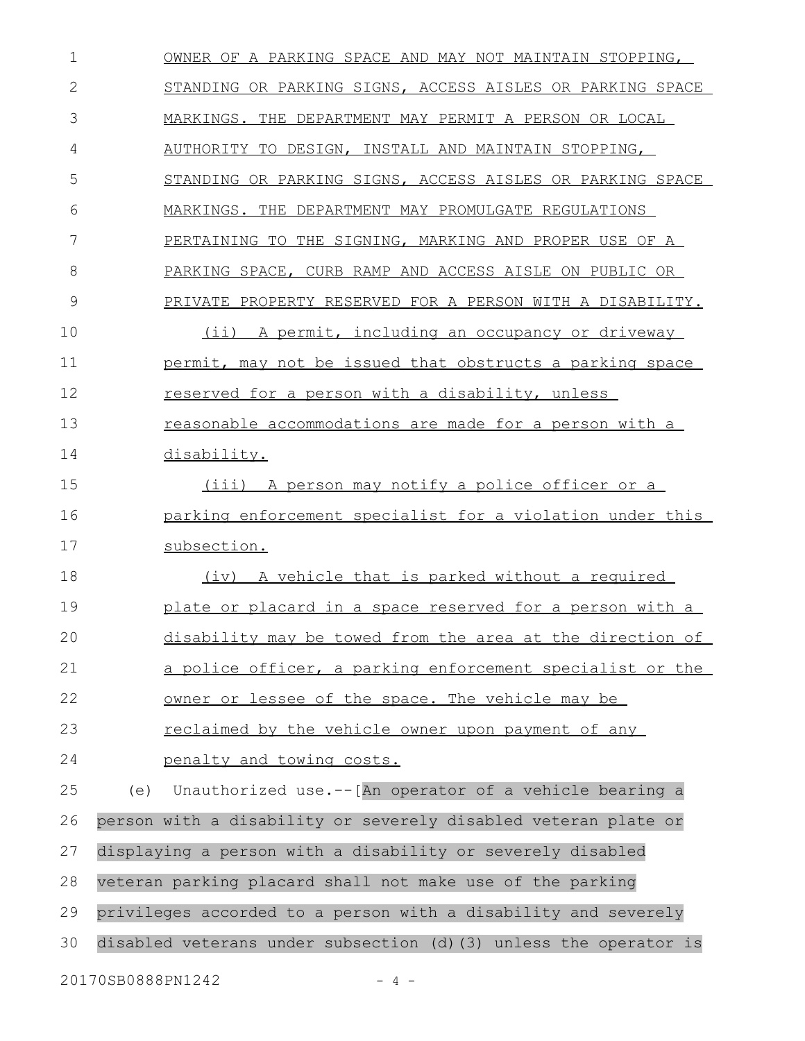OWNER OF A PARKING SPACE AND MAY NOT MAINTAIN STOPPING, STANDING OR PARKING SIGNS, ACCESS AISLES OR PARKING SPACE MARKINGS. THE DEPARTMENT MAY PERMIT A PERSON OR LOCAL AUTHORITY TO DESIGN, INSTALL AND MAINTAIN STOPPING, STANDING OR PARKING SIGNS, ACCESS AISLES OR PARKING SPACE MARKINGS. THE DEPARTMENT MAY PROMULGATE REGULATIONS PERTAINING TO THE SIGNING, MARKING AND PROPER USE OF A PARKING SPACE, CURB RAMP AND ACCESS AISLE ON PUBLIC OR PRIVATE PROPERTY RESERVED FOR A PERSON WITH A DISABILITY.

(ii) A permit, including an occupancy or driveway permit, may not be issued that obstructs a parking space reserved for a person with a disability, unless reasonable accommodations are made for a person with a disability.

(iii) A person may notify a police officer or a parking enforcement specialist for a violation under this subsection.

(iv) A vehicle that is parked without a required plate or placard in a space reserved for a person with a disability may be towed from the area at the direction of a police officer, a parking enforcement specialist or the owner or lessee of the space. The vehicle may be reclaimed by the vehicle owner upon payment of any penalty and towing costs.

(e) Unauthorized use.--[An operator of a vehicle bearing a person with a disability or severely disabled veteran plate or displaying a person with a disability or severely disabled veteran parking placard shall not make use of the parking privileges accorded to a person with a disability and severely disabled veterans under subsection (d)(3) unless the operator is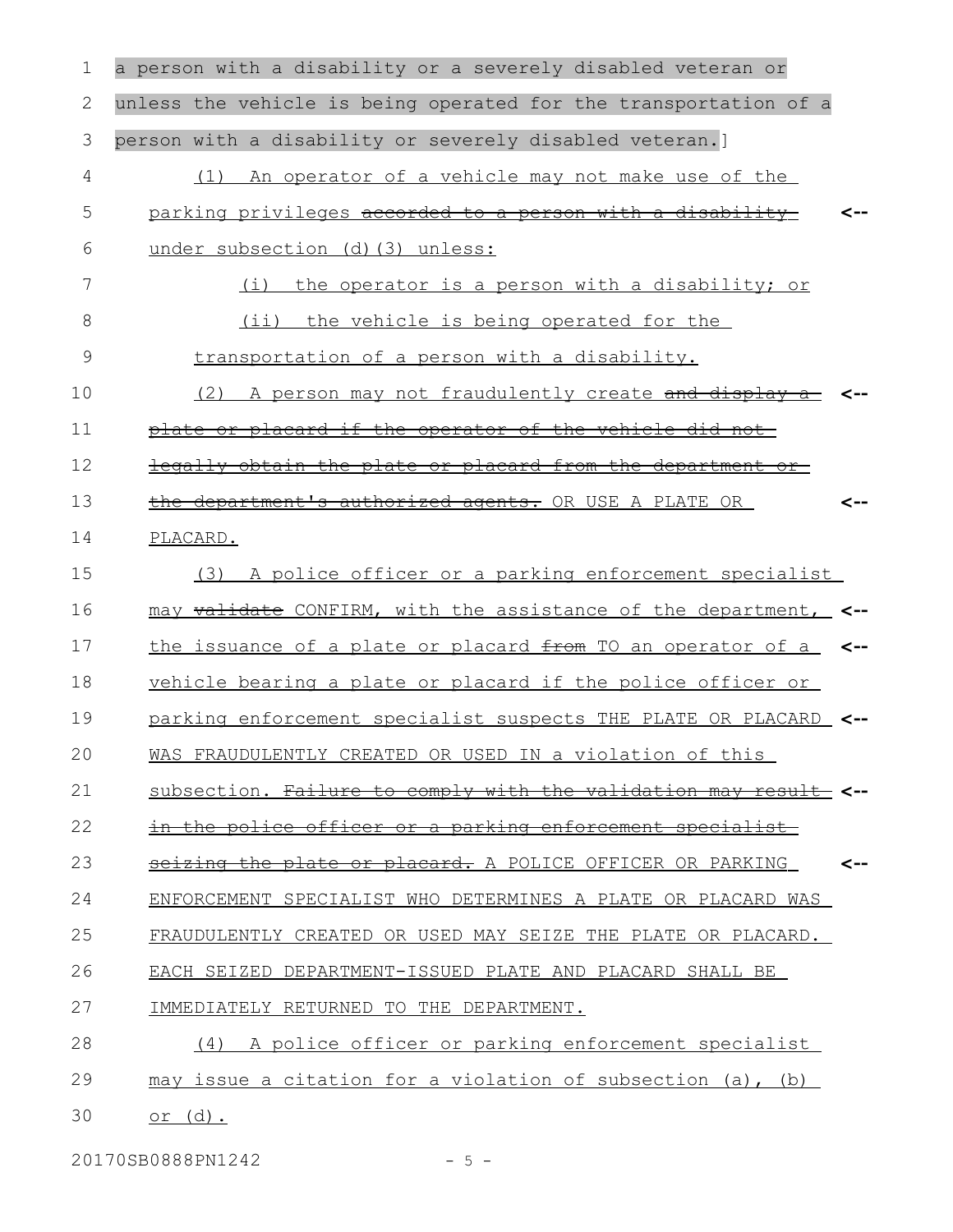a person with a disability or a severely disabled veteran or unless the vehicle is being operated for the transportation of a person with a disability or severely disabled veteran.]

(1) An operator of a vehicle may not make use of the parking privileges ~~accorded to a person with a disability~~ under subsection (d)(3) unless:

(i) the operator is a person with a disability; or

(ii) the vehicle is being operated for the transportation of a person with a disability.

(2) A person may not fraudulently create ~~and display a plate or placard if the operator of the vehicle did not legally obtain the plate or placard from the department or the department's authorized agents.~~ OR USE A PLATE OR PLACARD.

(3) A police officer or a parking enforcement specialist may ~~validate~~ CONFIRM, with the assistance of the department, the issuance of a plate or placard ~~from~~ TO an operator of a vehicle bearing a plate or placard if the police officer or parking enforcement specialist suspects THE PLATE OR PLACARD WAS FRAUDULENTLY CREATED OR USED IN a violation of this subsection. ~~Failure to comply with the validation may result in the police officer or a parking enforcement specialist seizing the plate or placard.~~ A POLICE OFFICER OR PARKING ENFORCEMENT SPECIALIST WHO DETERMINES A PLATE OR PLACARD WAS FRAUDULENTLY CREATED OR USED MAY SEIZE THE PLATE OR PLACARD. EACH SEIZED DEPARTMENT-ISSUED PLATE AND PLACARD SHALL BE IMMEDIATELY RETURNED TO THE DEPARTMENT.

(4) A police officer or parking enforcement specialist may issue a citation for a violation of subsection (a), (b) or (d).

20170SB0888PN1242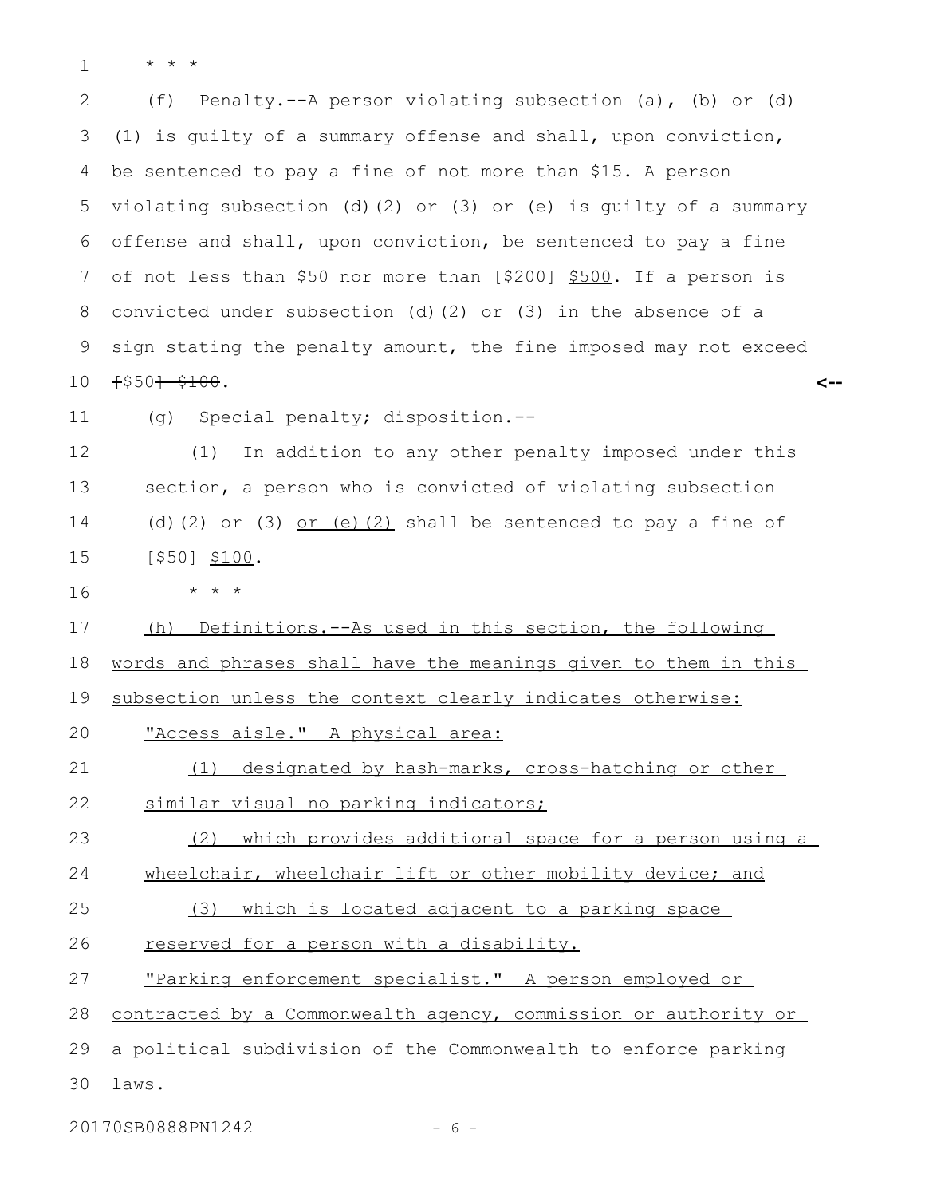\* \* \*

(f) Penalty.--A person violating subsection (a), (b) or (d) (1) is guilty of a summary offense and shall, upon conviction, be sentenced to pay a fine of not more than $15. A person violating subsection (d)(2) or (3) or (e) is guilty of a summary offense and shall, upon conviction, be sentenced to pay a fine of not less than $50 nor more than [$200] <u>$500</u>. If a person is convicted under subsection (d)(2) or (3) in the absence of a sign stating the penalty amount, the fine imposed may not exceed ~~[~~$50~~] $100~~.

(g) Special penalty; disposition.--

(1) In addition to any other penalty imposed under this section, a person who is convicted of violating subsection (d)(2) or (3) <u>or (e)(2)</u> shall be sentenced to pay a fine of [$50] <u>$100</u>.

\* \* \*

<u>(h) Definitions.--As used in this section, the following words and phrases shall have the meanings given to them in this subsection unless the context clearly indicates otherwise:</u>

<u>"Access aisle." A physical area:</u>

<u>(1) designated by hash-marks, cross-hatching or other similar visual no parking indicators;</u>

<u>(2) which provides additional space for a person using a wheelchair, wheelchair lift or other mobility device; and</u>

<u>(3) which is located adjacent to a parking space reserved for a person with a disability.</u>

<u>"Parking enforcement specialist." A person employed or contracted by a Commonwealth agency, commission or authority or a political subdivision of the Commonwealth to enforce parking laws.</u>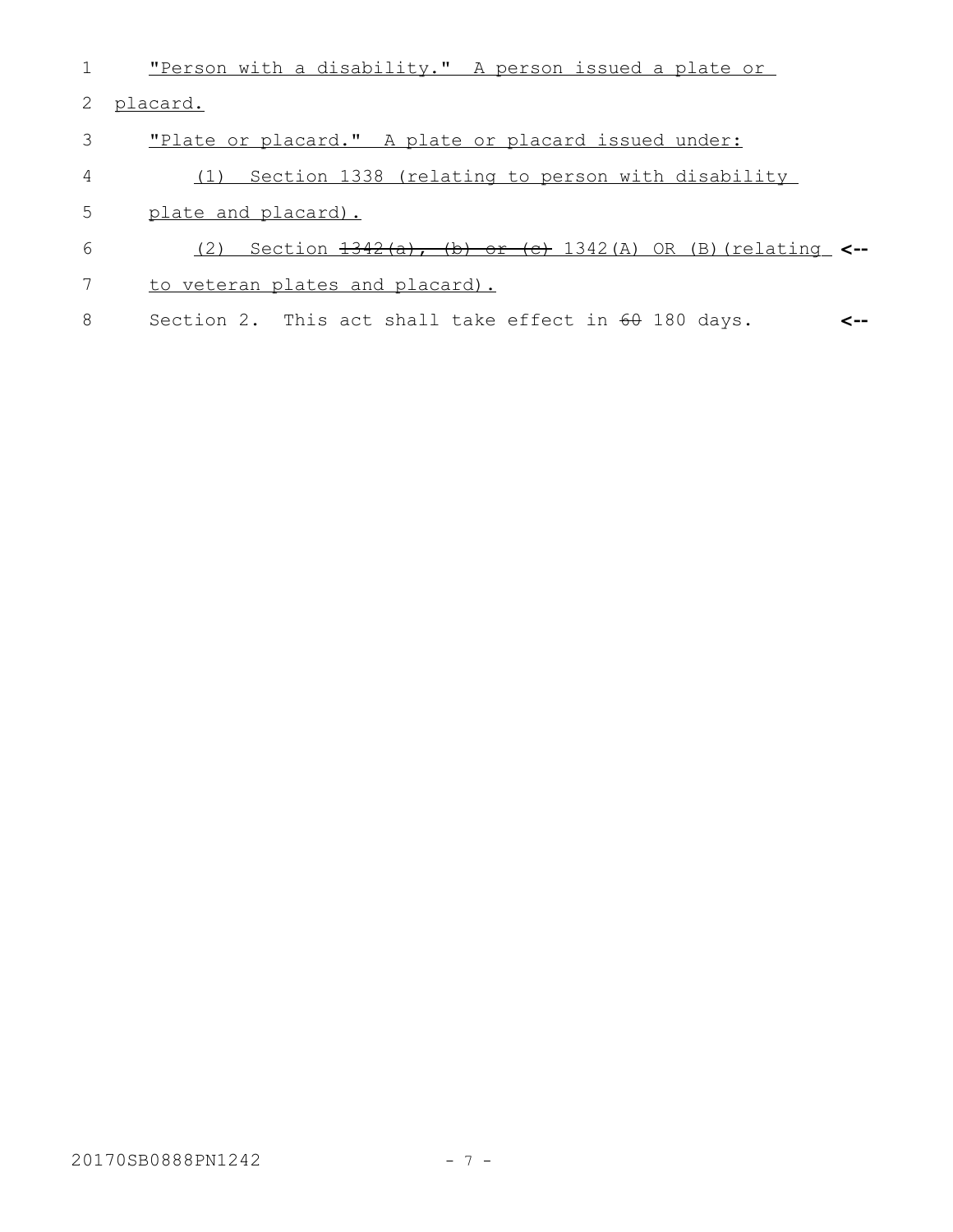"Person with a disability." A person issued a plate or placard.

"Plate or placard." A plate or placard issued under:

(1) Section 1338 (relating to person with disability plate and placard).

(2) Section ~~1342(a), (b) or (c)~~ 1342(A) OR (B)(relating to veteran plates and placard). <--

Section 2. This act shall take effect in ~~60~~ 180 days. <--